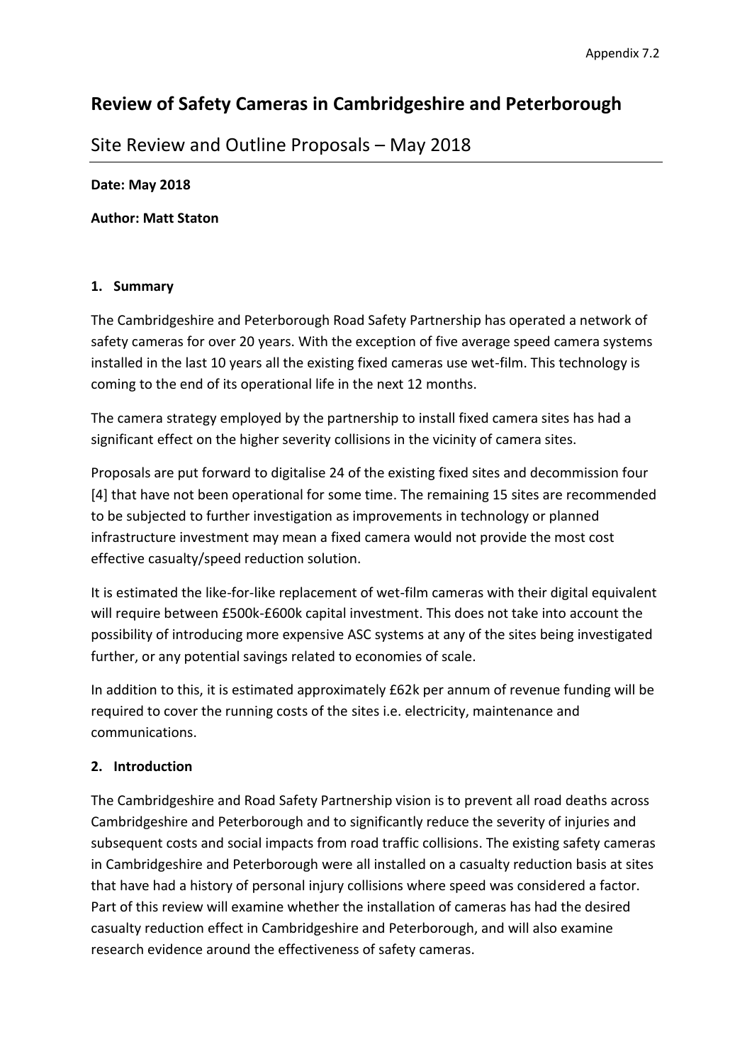Appendix 7.2

# Review of Safety Cameras in Cambridgeshire and Peterborough

## Site Review and Outline Proposals – May 2018

**Date: May 2018**

**Author: Matt Staton**

### 1. Summary

The Cambridgeshire and Peterborough Road Safety Partnership has operated a network of safety cameras for over 20 years. With the exception of five average speed camera systems installed in the last 10 years all the existing fixed cameras use wet-film. This technology is coming to the end of its operational life in the next 12 months.

The camera strategy employed by the partnership to install fixed camera sites has had a significant effect on the higher severity collisions in the vicinity of camera sites.

Proposals are put forward to digitalise 24 of the existing fixed sites and decommission four [4] that have not been operational for some time. The remaining 15 sites are recommended to be subjected to further investigation as improvements in technology or planned infrastructure investment may mean a fixed camera would not provide the most cost effective casualty/speed reduction solution.

It is estimated the like-for-like replacement of wet-film cameras with their digital equivalent will require between £500k-£600k capital investment. This does not take into account the possibility of introducing more expensive ASC systems at any of the sites being investigated further, or any potential savings related to economies of scale.

In addition to this, it is estimated approximately £62k per annum of revenue funding will be required to cover the running costs of the sites i.e. electricity, maintenance and communications.

### 2. Introduction

The Cambridgeshire and Road Safety Partnership vision is to prevent all road deaths across Cambridgeshire and Peterborough and to significantly reduce the severity of injuries and subsequent costs and social impacts from road traffic collisions. The existing safety cameras in Cambridgeshire and Peterborough were all installed on a casualty reduction basis at sites that have had a history of personal injury collisions where speed was considered a factor. Part of this review will examine whether the installation of cameras has had the desired casualty reduction effect in Cambridgeshire and Peterborough, and will also examine research evidence around the effectiveness of safety cameras.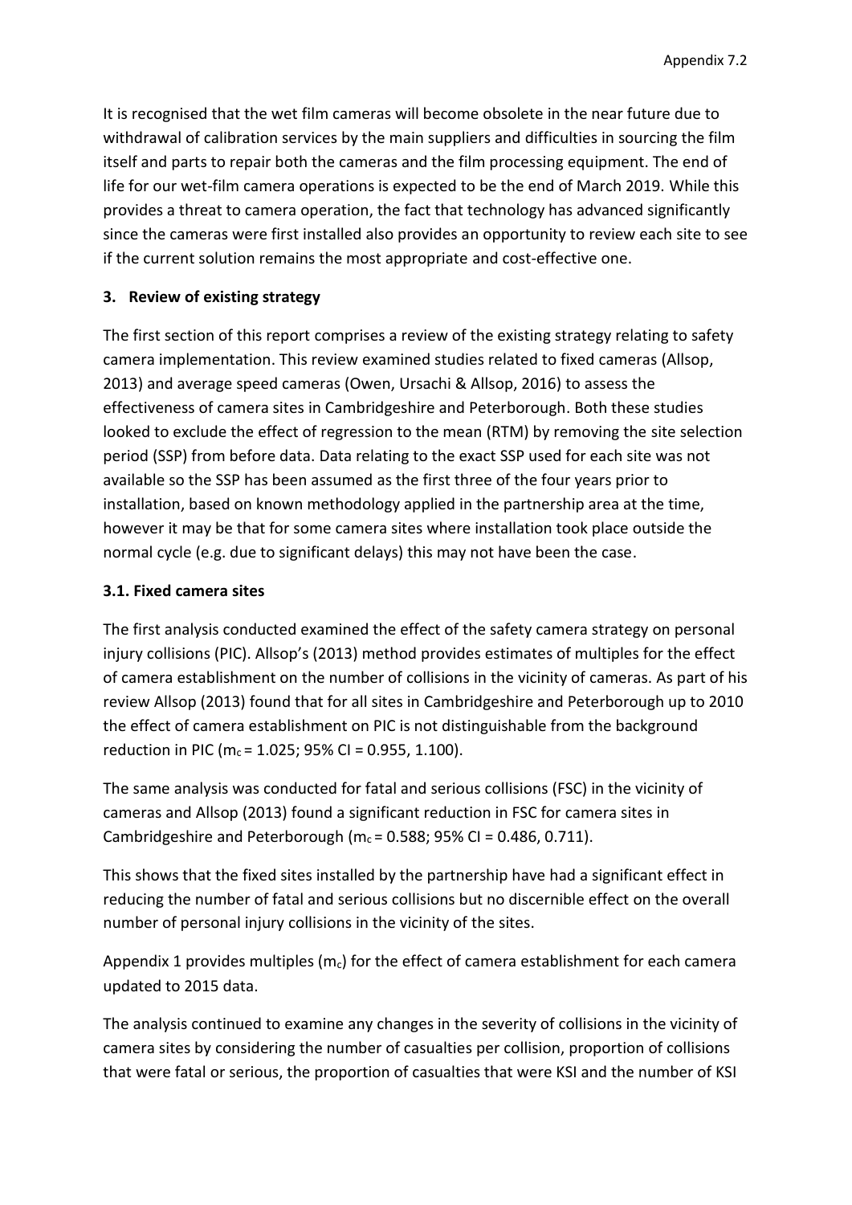It is recognised that the wet film cameras will become obsolete in the near future due to withdrawal of calibration services by the main suppliers and difficulties in sourcing the film itself and parts to repair both the cameras and the film processing equipment. The end of life for our wet-film camera operations is expected to be the end of March 2019. While this provides a threat to camera operation, the fact that technology has advanced significantly since the cameras were first installed also provides an opportunity to review each site to see if the current solution remains the most appropriate and cost-effective one.

## 3. Review of existing strategy

The first section of this report comprises a review of the existing strategy relating to safety camera implementation. This review examined studies related to fixed cameras (Allsop, 2013) and average speed cameras (Owen, Ursachi & Allsop, 2016) to assess the effectiveness of camera sites in Cambridgeshire and Peterborough. Both these studies looked to exclude the effect of regression to the mean (RTM) by removing the site selection period (SSP) from before data. Data relating to the exact SSP used for each site was not available so the SSP has been assumed as the first three of the four years prior to installation, based on known methodology applied in the partnership area at the time, however it may be that for some camera sites where installation took place outside the normal cycle (e.g. due to significant delays) this may not have been the case.

### 3.1. Fixed camera sites

The first analysis conducted examined the effect of the safety camera strategy on personal injury collisions (PIC). Allsop's (2013) method provides estimates of multiples for the effect of camera establishment on the number of collisions in the vicinity of cameras. As part of his review Allsop (2013) found that for all sites in Cambridgeshire and Peterborough up to 2010 the effect of camera establishment on PIC is not distinguishable from the background reduction in PIC ($m_c = 1.025$; 95% CI = 0.955, 1.100).

The same analysis was conducted for fatal and serious collisions (FSC) in the vicinity of cameras and Allsop (2013) found a significant reduction in FSC for camera sites in Cambridgeshire and Peterborough ($m_c = 0.588$; 95% CI = 0.486, 0.711).

This shows that the fixed sites installed by the partnership have had a significant effect in reducing the number of fatal and serious collisions but no discernible effect on the overall number of personal injury collisions in the vicinity of the sites.

Appendix 1 provides multiples ($m_c$) for the effect of camera establishment for each camera updated to 2015 data.

The analysis continued to examine any changes in the severity of collisions in the vicinity of camera sites by considering the number of casualties per collision, proportion of collisions that were fatal or serious, the proportion of casualties that were KSI and the number of KSI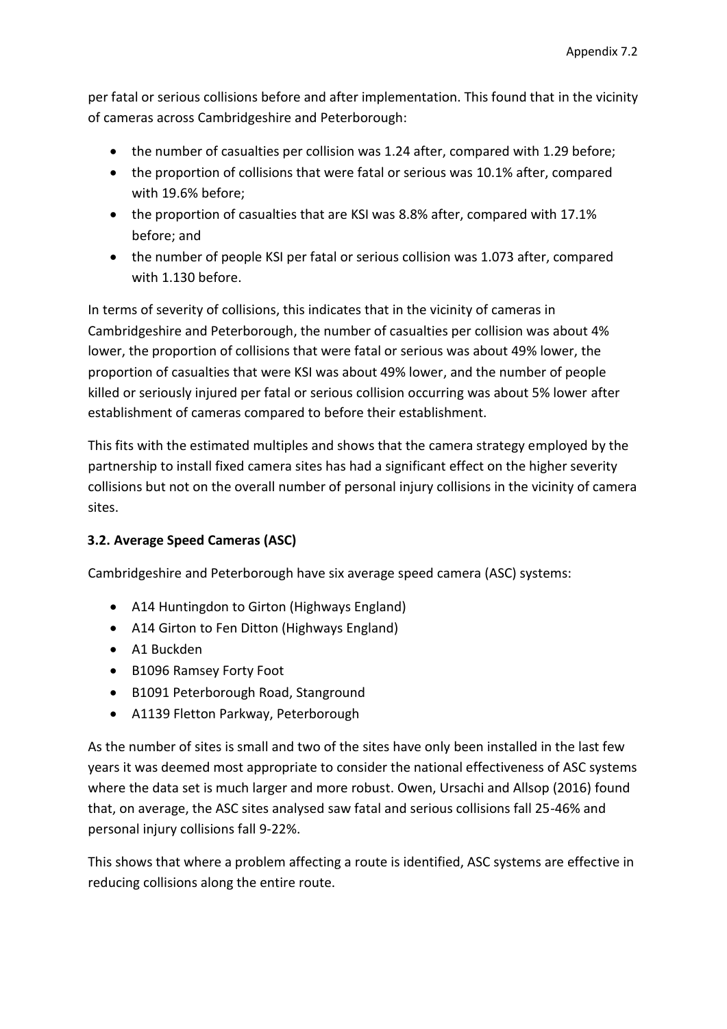per fatal or serious collisions before and after implementation. This found that in the vicinity of cameras across Cambridgeshire and Peterborough:

- the number of casualties per collision was 1.24 after, compared with 1.29 before;
- the proportion of collisions that were fatal or serious was 10.1% after, compared with 19.6% before;
- the proportion of casualties that are KSI was 8.8% after, compared with 17.1% before; and
- the number of people KSI per fatal or serious collision was 1.073 after, compared with 1.130 before.

In terms of severity of collisions, this indicates that in the vicinity of cameras in Cambridgeshire and Peterborough, the number of casualties per collision was about 4% lower, the proportion of collisions that were fatal or serious was about 49% lower, the proportion of casualties that were KSI was about 49% lower, and the number of people killed or seriously injured per fatal or serious collision occurring was about 5% lower after establishment of cameras compared to before their establishment.

This fits with the estimated multiples and shows that the camera strategy employed by the partnership to install fixed camera sites has had a significant effect on the higher severity collisions but not on the overall number of personal injury collisions in the vicinity of camera sites.

### 3.2. Average Speed Cameras (ASC)

Cambridgeshire and Peterborough have six average speed camera (ASC) systems:

- A14 Huntingdon to Girton (Highways England)
- A14 Girton to Fen Ditton (Highways England)
- A1 Buckden
- B1096 Ramsey Forty Foot
- B1091 Peterborough Road, Stanground
- A1139 Fletton Parkway, Peterborough

As the number of sites is small and two of the sites have only been installed in the last few years it was deemed most appropriate to consider the national effectiveness of ASC systems where the data set is much larger and more robust. Owen, Ursachi and Allsop (2016) found that, on average, the ASC sites analysed saw fatal and serious collisions fall 25-46% and personal injury collisions fall 9-22%.

This shows that where a problem affecting a route is identified, ASC systems are effective in reducing collisions along the entire route.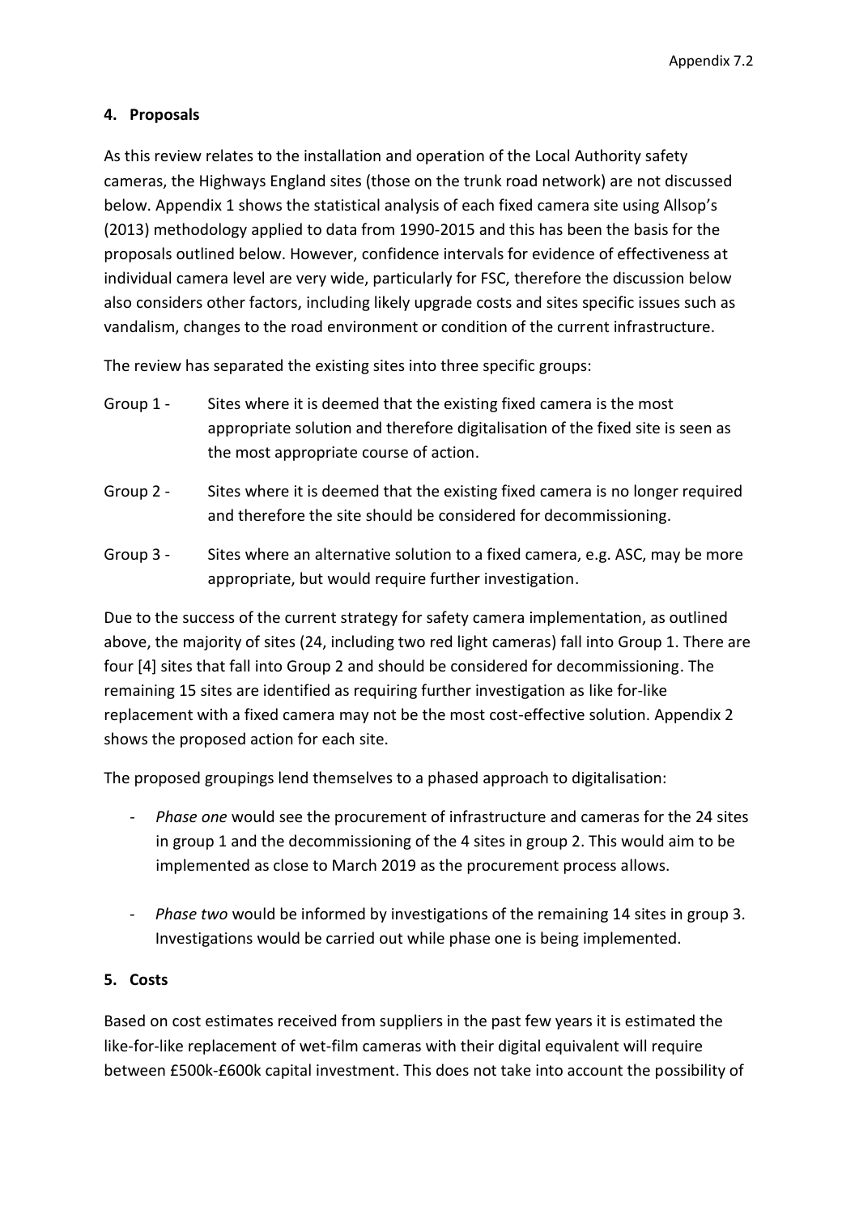## 4. Proposals

As this review relates to the installation and operation of the Local Authority safety cameras, the Highways England sites (those on the trunk road network) are not discussed below. Appendix 1 shows the statistical analysis of each fixed camera site using Allsop's (2013) methodology applied to data from 1990-2015 and this has been the basis for the proposals outlined below. However, confidence intervals for evidence of effectiveness at individual camera level are very wide, particularly for FSC, therefore the discussion below also considers other factors, including likely upgrade costs and sites specific issues such as vandalism, changes to the road environment or condition of the current infrastructure.

The review has separated the existing sites into three specific groups:

Group 1 - Sites where it is deemed that the existing fixed camera is the most appropriate solution and therefore digitalisation of the fixed site is seen as the most appropriate course of action.

Group 2 - Sites where it is deemed that the existing fixed camera is no longer required and therefore the site should be considered for decommissioning.

Group 3 - Sites where an alternative solution to a fixed camera, e.g. ASC, may be more appropriate, but would require further investigation.

Due to the success of the current strategy for safety camera implementation, as outlined above, the majority of sites (24, including two red light cameras) fall into Group 1. There are four [4] sites that fall into Group 2 and should be considered for decommissioning. The remaining 15 sites are identified as requiring further investigation as like for-like replacement with a fixed camera may not be the most cost-effective solution. Appendix 2 shows the proposed action for each site.

The proposed groupings lend themselves to a phased approach to digitalisation:

- *Phase one* would see the procurement of infrastructure and cameras for the 24 sites in group 1 and the decommissioning of the 4 sites in group 2. This would aim to be implemented as close to March 2019 as the procurement process allows.

- *Phase two* would be informed by investigations of the remaining 14 sites in group 3. Investigations would be carried out while phase one is being implemented.

## 5. Costs

Based on cost estimates received from suppliers in the past few years it is estimated the like-for-like replacement of wet-film cameras with their digital equivalent will require between £500k-£600k capital investment. This does not take into account the possibility of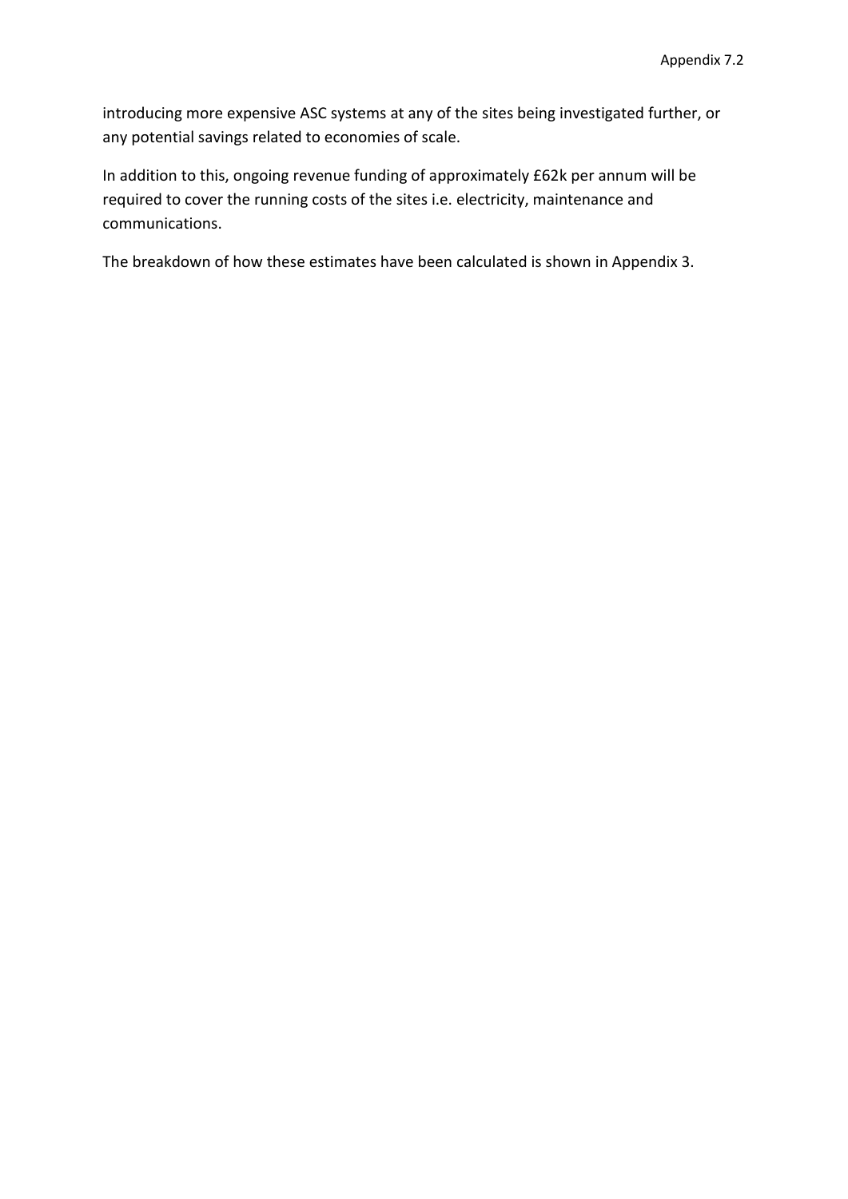introducing more expensive ASC systems at any of the sites being investigated further, or any potential savings related to economies of scale.

In addition to this, ongoing revenue funding of approximately £62k per annum will be required to cover the running costs of the sites i.e. electricity, maintenance and communications.

The breakdown of how these estimates have been calculated is shown in Appendix 3.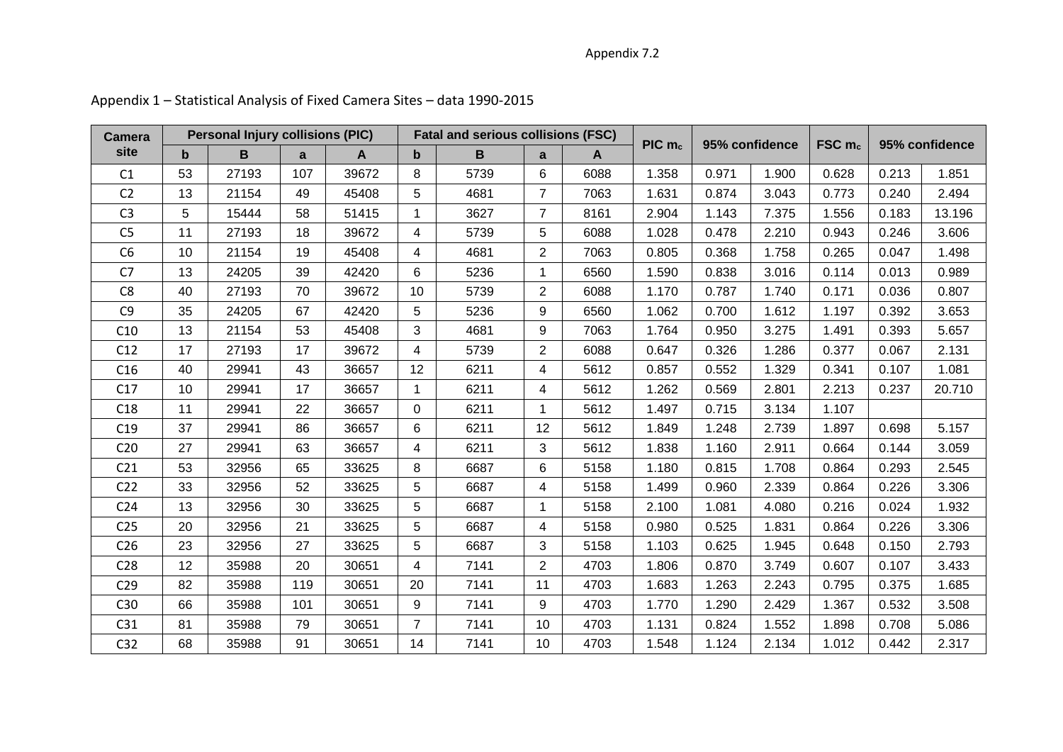Appendix 7.2

Appendix 1 – Statistical Analysis of Fixed Camera Sites – data 1990-2015

| Camera site | Personal Injury collisions (PIC) | | | | Fatal and serious collisions (FSC) | | | | PIC $m_c$ | 95% confidence | | FSC $m_c$ | 95% confidence | |
|---|---|---|---|---|---|---|---|---|---|---|---|---|---|---|
| | b | B | a | A | b | B | a | A | | | | | | |
| C1 | 53 | 27193 | 107 | 39672 | 8 | 5739 | 6 | 6088 | 1.358 | 0.971 | 1.900 | 0.628 | 0.213 | 1.851 |
| C2 | 13 | 21154 | 49 | 45408 | 5 | 4681 | 7 | 7063 | 1.631 | 0.874 | 3.043 | 0.773 | 0.240 | 2.494 |
| C3 | 5 | 15444 | 58 | 51415 | 1 | 3627 | 7 | 8161 | 2.904 | 1.143 | 7.375 | 1.556 | 0.183 | 13.196 |
| C5 | 11 | 27193 | 18 | 39672 | 4 | 5739 | 5 | 6088 | 1.028 | 0.478 | 2.210 | 0.943 | 0.246 | 3.606 |
| C6 | 10 | 21154 | 19 | 45408 | 4 | 4681 | 2 | 7063 | 0.805 | 0.368 | 1.758 | 0.265 | 0.047 | 1.498 |
| C7 | 13 | 24205 | 39 | 42420 | 6 | 5236 | 1 | 6560 | 1.590 | 0.838 | 3.016 | 0.114 | 0.013 | 0.989 |
| C8 | 40 | 27193 | 70 | 39672 | 10 | 5739 | 2 | 6088 | 1.170 | 0.787 | 1.740 | 0.171 | 0.036 | 0.807 |
| C9 | 35 | 24205 | 67 | 42420 | 5 | 5236 | 9 | 6560 | 1.062 | 0.700 | 1.612 | 1.197 | 0.392 | 3.653 |
| C10 | 13 | 21154 | 53 | 45408 | 3 | 4681 | 9 | 7063 | 1.764 | 0.950 | 3.275 | 1.491 | 0.393 | 5.657 |
| C12 | 17 | 27193 | 17 | 39672 | 4 | 5739 | 2 | 6088 | 0.647 | 0.326 | 1.286 | 0.377 | 0.067 | 2.131 |
| C16 | 40 | 29941 | 43 | 36657 | 12 | 6211 | 4 | 5612 | 0.857 | 0.552 | 1.329 | 0.341 | 0.107 | 1.081 |
| C17 | 10 | 29941 | 17 | 36657 | 1 | 6211 | 4 | 5612 | 1.262 | 0.569 | 2.801 | 2.213 | 0.237 | 20.710 |
| C18 | 11 | 29941 | 22 | 36657 | 0 | 6211 | 1 | 5612 | 1.497 | 0.715 | 3.134 | 1.107 | | |
| C19 | 37 | 29941 | 86 | 36657 | 6 | 6211 | 12 | 5612 | 1.849 | 1.248 | 2.739 | 1.897 | 0.698 | 5.157 |
| C20 | 27 | 29941 | 63 | 36657 | 4 | 6211 | 3 | 5612 | 1.838 | 1.160 | 2.911 | 0.664 | 0.144 | 3.059 |
| C21 | 53 | 32956 | 65 | 33625 | 8 | 6687 | 6 | 5158 | 1.180 | 0.815 | 1.708 | 0.864 | 0.293 | 2.545 |
| C22 | 33 | 32956 | 52 | 33625 | 5 | 6687 | 4 | 5158 | 1.499 | 0.960 | 2.339 | 0.864 | 0.226 | 3.306 |
| C24 | 13 | 32956 | 30 | 33625 | 5 | 6687 | 1 | 5158 | 2.100 | 1.081 | 4.080 | 0.216 | 0.024 | 1.932 |
| C25 | 20 | 32956 | 21 | 33625 | 5 | 6687 | 4 | 5158 | 0.980 | 0.525 | 1.831 | 0.864 | 0.226 | 3.306 |
| C26 | 23 | 32956 | 27 | 33625 | 5 | 6687 | 3 | 5158 | 1.103 | 0.625 | 1.945 | 0.648 | 0.150 | 2.793 |
| C28 | 12 | 35988 | 20 | 30651 | 4 | 7141 | 2 | 4703 | 1.806 | 0.870 | 3.749 | 0.607 | 0.107 | 3.433 |
| C29 | 82 | 35988 | 119 | 30651 | 20 | 7141 | 11 | 4703 | 1.683 | 1.263 | 2.243 | 0.795 | 0.375 | 1.685 |
| C30 | 66 | 35988 | 101 | 30651 | 9 | 7141 | 9 | 4703 | 1.770 | 1.290 | 2.429 | 1.367 | 0.532 | 3.508 |
| C31 | 81 | 35988 | 79 | 30651 | 7 | 7141 | 10 | 4703 | 1.131 | 0.824 | 1.552 | 1.898 | 0.708 | 5.086 |
| C32 | 68 | 35988 | 91 | 30651 | 14 | 7141 | 10 | 4703 | 1.548 | 1.124 | 2.134 | 1.012 | 0.442 | 2.317 |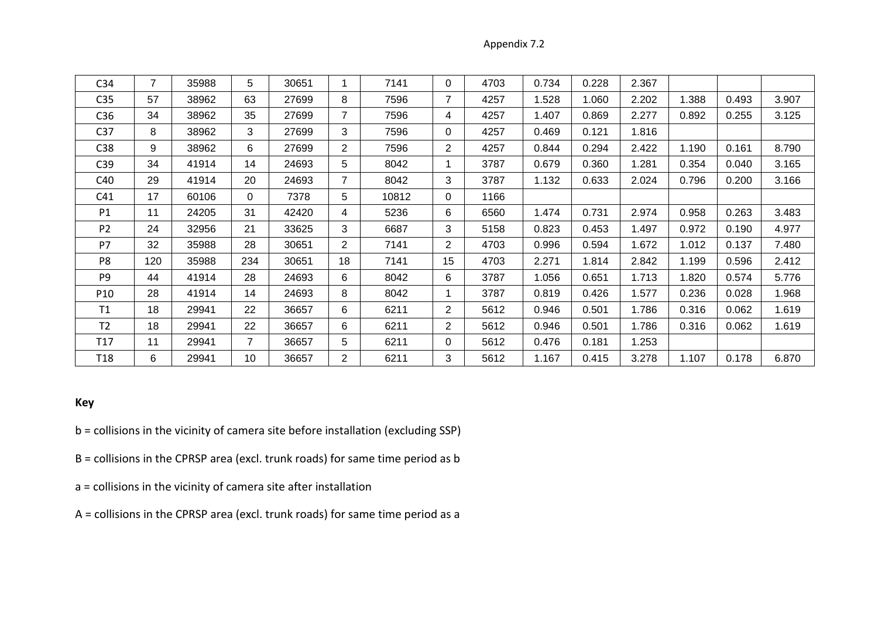| | | | | | | | | | | | | | | |
|---|---|---|---|---|---|---|---|---|---|---|---|---|---|---|
| C34 | 7 | 35988 | 5 | 30651 | 1 | 7141 | 0 | 4703 | 0.734 | 0.228 | 2.367 | | | |
| C35 | 57 | 38962 | 63 | 27699 | 8 | 7596 | 7 | 4257 | 1.528 | 1.060 | 2.202 | 1.388 | 0.493 | 3.907 |
| C36 | 34 | 38962 | 35 | 27699 | 7 | 7596 | 4 | 4257 | 1.407 | 0.869 | 2.277 | 0.892 | 0.255 | 3.125 |
| C37 | 8 | 38962 | 3 | 27699 | 3 | 7596 | 0 | 4257 | 0.469 | 0.121 | 1.816 | | | |
| C38 | 9 | 38962 | 6 | 27699 | 2 | 7596 | 2 | 4257 | 0.844 | 0.294 | 2.422 | 1.190 | 0.161 | 8.790 |
| C39 | 34 | 41914 | 14 | 24693 | 5 | 8042 | 1 | 3787 | 0.679 | 0.360 | 1.281 | 0.354 | 0.040 | 3.165 |
| C40 | 29 | 41914 | 20 | 24693 | 7 | 8042 | 3 | 3787 | 1.132 | 0.633 | 2.024 | 0.796 | 0.200 | 3.166 |
| C41 | 17 | 60106 | 0 | 7378 | 5 | 10812 | 0 | 1166 | | | | | | |
| P1 | 11 | 24205 | 31 | 42420 | 4 | 5236 | 6 | 6560 | 1.474 | 0.731 | 2.974 | 0.958 | 0.263 | 3.483 |
| P2 | 24 | 32956 | 21 | 33625 | 3 | 6687 | 3 | 5158 | 0.823 | 0.453 | 1.497 | 0.972 | 0.190 | 4.977 |
| P7 | 32 | 35988 | 28 | 30651 | 2 | 7141 | 2 | 4703 | 0.996 | 0.594 | 1.672 | 1.012 | 0.137 | 7.480 |
| P8 | 120 | 35988 | 234 | 30651 | 18 | 7141 | 15 | 4703 | 2.271 | 1.814 | 2.842 | 1.199 | 0.596 | 2.412 |
| P9 | 44 | 41914 | 28 | 24693 | 6 | 8042 | 6 | 3787 | 1.056 | 0.651 | 1.713 | 1.820 | 0.574 | 5.776 |
| P10 | 28 | 41914 | 14 | 24693 | 8 | 8042 | 1 | 3787 | 0.819 | 0.426 | 1.577 | 0.236 | 0.028 | 1.968 |
| T1 | 18 | 29941 | 22 | 36657 | 6 | 6211 | 2 | 5612 | 0.946 | 0.501 | 1.786 | 0.316 | 0.062 | 1.619 |
| T2 | 18 | 29941 | 22 | 36657 | 6 | 6211 | 2 | 5612 | 0.946 | 0.501 | 1.786 | 0.316 | 0.062 | 1.619 |
| T17 | 11 | 29941 | 7 | 36657 | 5 | 6211 | 0 | 5612 | 0.476 | 0.181 | 1.253 | | | |
| T18 | 6 | 29941 | 10 | 36657 | 2 | 6211 | 3 | 5612 | 1.167 | 0.415 | 3.278 | 1.107 | 0.178 | 6.870 |

**Key**

b = collisions in the vicinity of camera site before installation (excluding SSP)

B = collisions in the CPRSP area (excl. trunk roads) for same time period as b

a = collisions in the vicinity of camera site after installation

A = collisions in the CPRSP area (excl. trunk roads) for same time period as a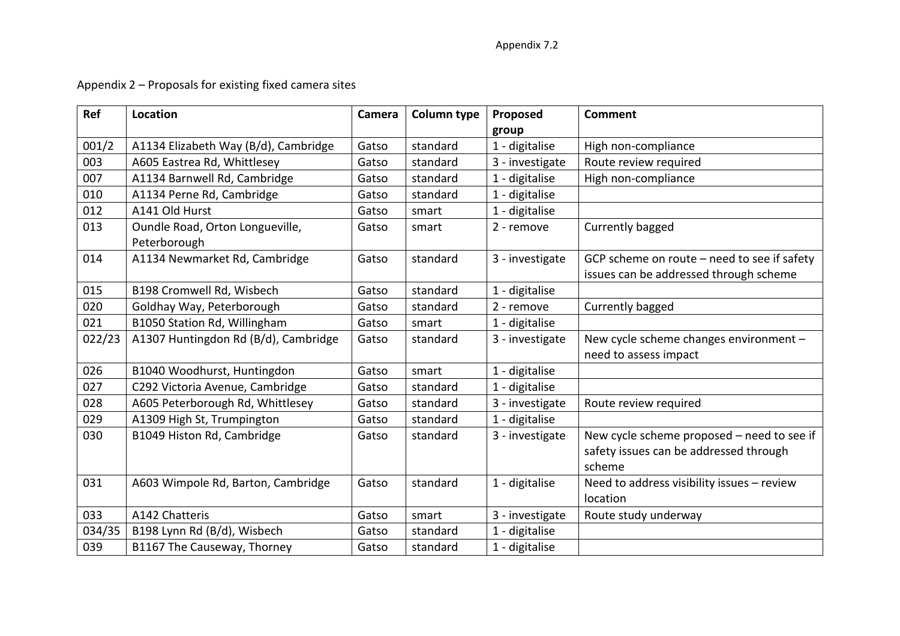Appendix 7.2

Appendix 2 – Proposals for existing fixed camera sites

| Ref | Location | Camera | Column type | Proposed group | Comment |
|---|---|---|---|---|---|
| 001/2 | A1134 Elizabeth Way (B/d), Cambridge | Gatso | standard | 1 - digitalise | High non-compliance |
| 003 | A605 Eastrea Rd, Whittlesey | Gatso | standard | 3 - investigate | Route review required |
| 007 | A1134 Barnwell Rd, Cambridge | Gatso | standard | 1 - digitalise | High non-compliance |
| 010 | A1134 Perne Rd, Cambridge | Gatso | standard | 1 - digitalise | |
| 012 | A141 Old Hurst | Gatso | smart | 1 - digitalise | |
| 013 | Oundle Road, Orton Longueville, Peterborough | Gatso | smart | 2 - remove | Currently bagged |
| 014 | A1134 Newmarket Rd, Cambridge | Gatso | standard | 3 - investigate | GCP scheme on route – need to see if safety issues can be addressed through scheme |
| 015 | B198 Cromwell Rd, Wisbech | Gatso | standard | 1 - digitalise | |
| 020 | Goldhay Way, Peterborough | Gatso | standard | 2 - remove | Currently bagged |
| 021 | B1050 Station Rd, Willingham | Gatso | smart | 1 - digitalise | |
| 022/23 | A1307 Huntingdon Rd (B/d), Cambridge | Gatso | standard | 3 - investigate | New cycle scheme changes environment – need to assess impact |
| 026 | B1040 Woodhurst, Huntingdon | Gatso | smart | 1 - digitalise | |
| 027 | C292 Victoria Avenue, Cambridge | Gatso | standard | 1 - digitalise | |
| 028 | A605 Peterborough Rd, Whittlesey | Gatso | standard | 3 - investigate | Route review required |
| 029 | A1309 High St, Trumpington | Gatso | standard | 1 - digitalise | |
| 030 | B1049 Histon Rd, Cambridge | Gatso | standard | 3 - investigate | New cycle scheme proposed – need to see if safety issues can be addressed through scheme |
| 031 | A603 Wimpole Rd, Barton, Cambridge | Gatso | standard | 1 - digitalise | Need to address visibility issues – review location |
| 033 | A142 Chatteris | Gatso | smart | 3 - investigate | Route study underway |
| 034/35 | B198 Lynn Rd (B/d), Wisbech | Gatso | standard | 1 - digitalise | |
| 039 | B1167 The Causeway, Thorney | Gatso | standard | 1 - digitalise | |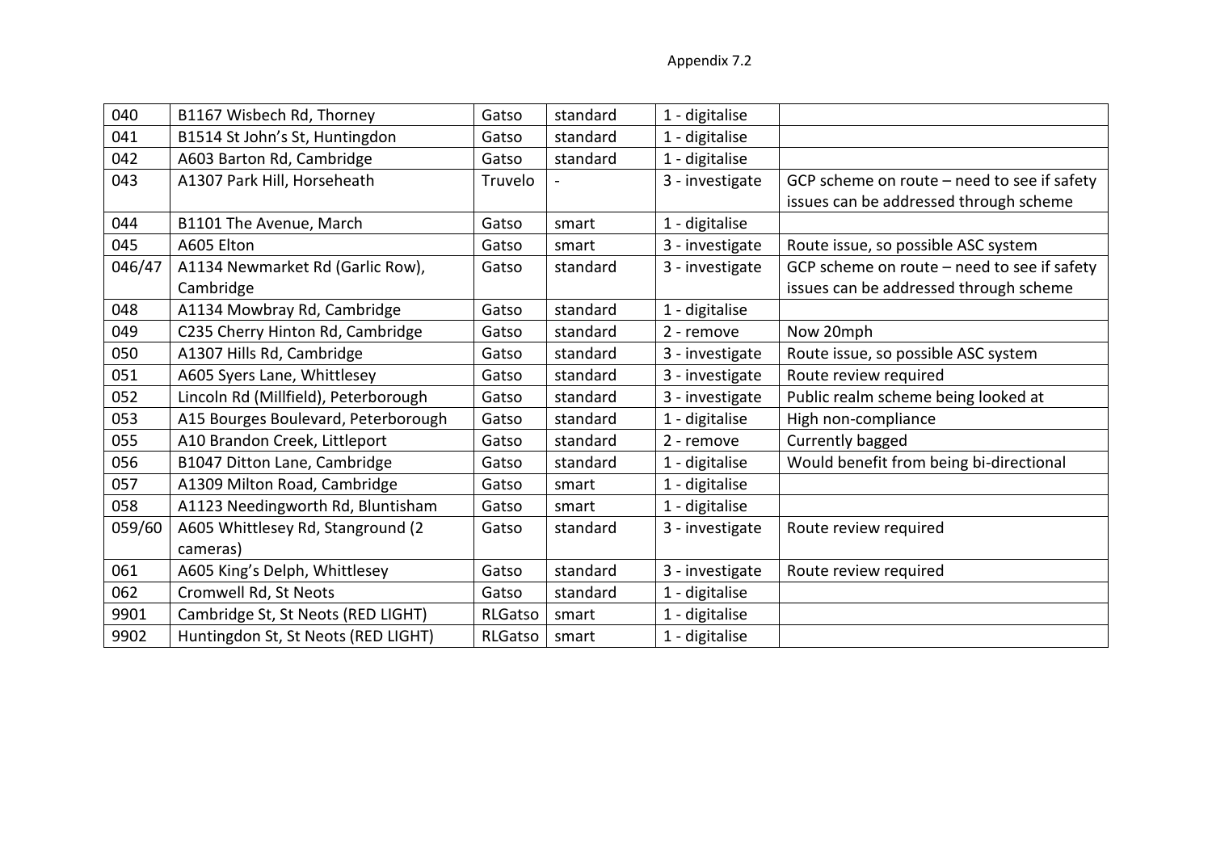Appendix 7.2

| | | | | | |
|---|---|---|---|---|---|
| 040 | B1167 Wisbech Rd, Thorney | Gatso | standard | 1 - digitalise | |
| 041 | B1514 St John's St, Huntingdon | Gatso | standard | 1 - digitalise | |
| 042 | A603 Barton Rd, Cambridge | Gatso | standard | 1 - digitalise | |
| 043 | A1307 Park Hill, Horseheath | Truvelo | - | 3 - investigate | GCP scheme on route – need to see if safety issues can be addressed through scheme |
| 044 | B1101 The Avenue, March | Gatso | smart | 1 - digitalise | |
| 045 | A605 Elton | Gatso | smart | 3 - investigate | Route issue, so possible ASC system |
| 046/47 | A1134 Newmarket Rd (Garlic Row), Cambridge | Gatso | standard | 3 - investigate | GCP scheme on route – need to see if safety issues can be addressed through scheme |
| 048 | A1134 Mowbray Rd, Cambridge | Gatso | standard | 1 - digitalise | |
| 049 | C235 Cherry Hinton Rd, Cambridge | Gatso | standard | 2 - remove | Now 20mph |
| 050 | A1307 Hills Rd, Cambridge | Gatso | standard | 3 - investigate | Route issue, so possible ASC system |
| 051 | A605 Syers Lane, Whittlesey | Gatso | standard | 3 - investigate | Route review required |
| 052 | Lincoln Rd (Millfield), Peterborough | Gatso | standard | 3 - investigate | Public realm scheme being looked at |
| 053 | A15 Bourges Boulevard, Peterborough | Gatso | standard | 1 - digitalise | High non-compliance |
| 055 | A10 Brandon Creek, Littleport | Gatso | standard | 2 - remove | Currently bagged |
| 056 | B1047 Ditton Lane, Cambridge | Gatso | standard | 1 - digitalise | Would benefit from being bi-directional |
| 057 | A1309 Milton Road, Cambridge | Gatso | smart | 1 - digitalise | |
| 058 | A1123 Needingworth Rd, Bluntisham | Gatso | smart | 1 - digitalise | |
| 059/60 | A605 Whittlesey Rd, Stanground (2 cameras) | Gatso | standard | 3 - investigate | Route review required |
| 061 | A605 King's Delph, Whittlesey | Gatso | standard | 3 - investigate | Route review required |
| 062 | Cromwell Rd, St Neots | Gatso | standard | 1 - digitalise | |
| 9901 | Cambridge St, St Neots (RED LIGHT) | RLGatso | smart | 1 - digitalise | |
| 9902 | Huntingdon St, St Neots (RED LIGHT) | RLGatso | smart | 1 - digitalise | |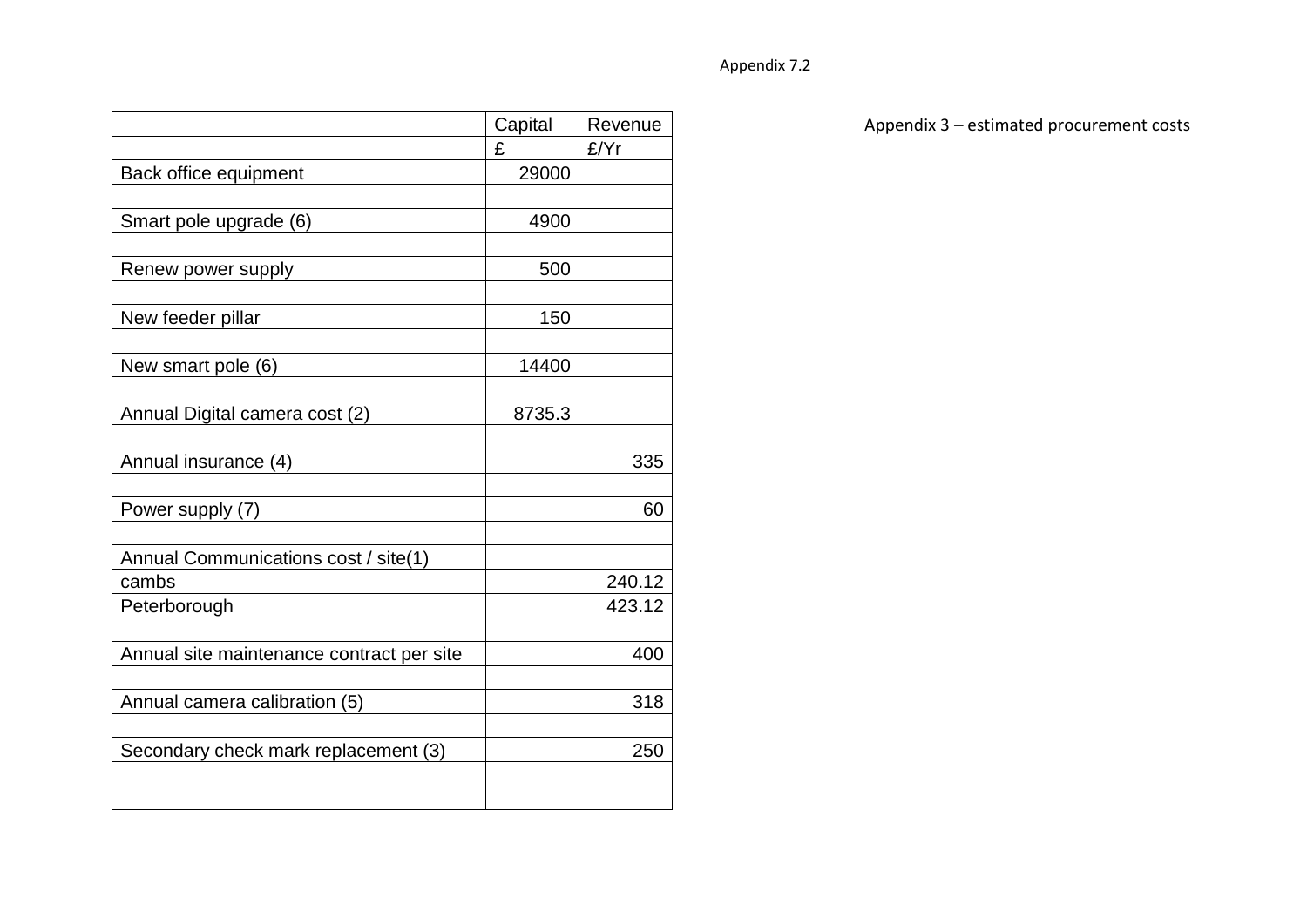Appendix 7.2

Appendix 3 – estimated procurement costs

| | Capital | Revenue |
|---|---|---|
| | £ | £/Yr |
| Back office equipment | 29000 | |
| | | |
| Smart pole upgrade (6) | 4900 | |
| | | |
| Renew power supply | 500 | |
| | | |
| New feeder pillar | 150 | |
| | | |
| New smart pole (6) | 14400 | |
| | | |
| Annual Digital camera cost (2) | 8735.3 | |
| | | |
| Annual insurance (4) | | 335 |
| | | |
| Power supply (7) | | 60 |
| | | |
| Annual Communications cost / site(1) | | |
| cambs | | 240.12 |
| Peterborough | | 423.12 |
| | | |
| Annual site maintenance contract per site | | 400 |
| | | |
| Annual camera calibration (5) | | 318 |
| | | |
| Secondary check mark replacement (3) | | 250 |
| | | |
| | | |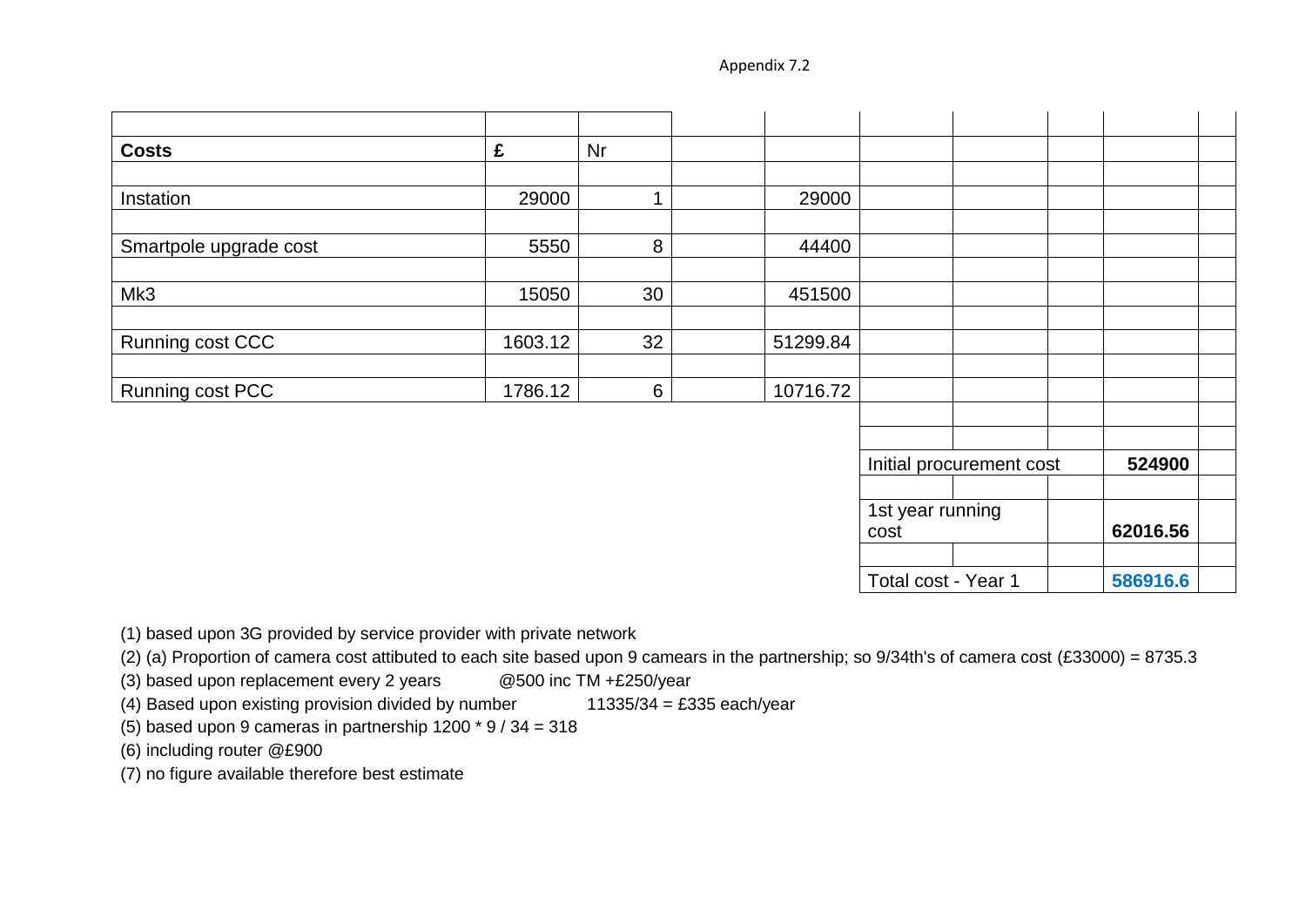Appendix 7.2

| | | | | | | | | | |
|---|---|---|---|---|---|---|---|---|---|
| **Costs** | **£** | Nr | | | | | | | |
| Instation | 29000 | 1 | | 29000 | | | | | |
| Smartpole upgrade cost | 5550 | 8 | | 44400 | | | | | |
| Mk3 | 15050 | 30 | | 451500 | | | | | |
| Running cost CCC | 1603.12 | 32 | | 51299.84 | | | | | |
| Running cost PCC | 1786.12 | 6 | | 10716.72 | | | | | |
| | | | | | Initial procurement cost | | | **524900** | |
| | | | | | 1st year running cost | | | **62016.56** | |
| | | | | | Total cost - Year 1 | | | **586916.6** | |

(1) based upon 3G provided by service provider with private network

(2) (a) Proportion of camera cost attibuted to each site based upon 9 camears in the partnership; so 9/34th's of camera cost (£33000) = 8735.3

(3) based upon replacement every 2 years @500 inc TM +£250/year

(4) Based upon existing provision divided by number 11335/34 = £335 each/year

(5) based upon 9 cameras in partnership 1200 * 9 / 34 = 318

(6) including router @£900

(7) no figure available therefore best estimate